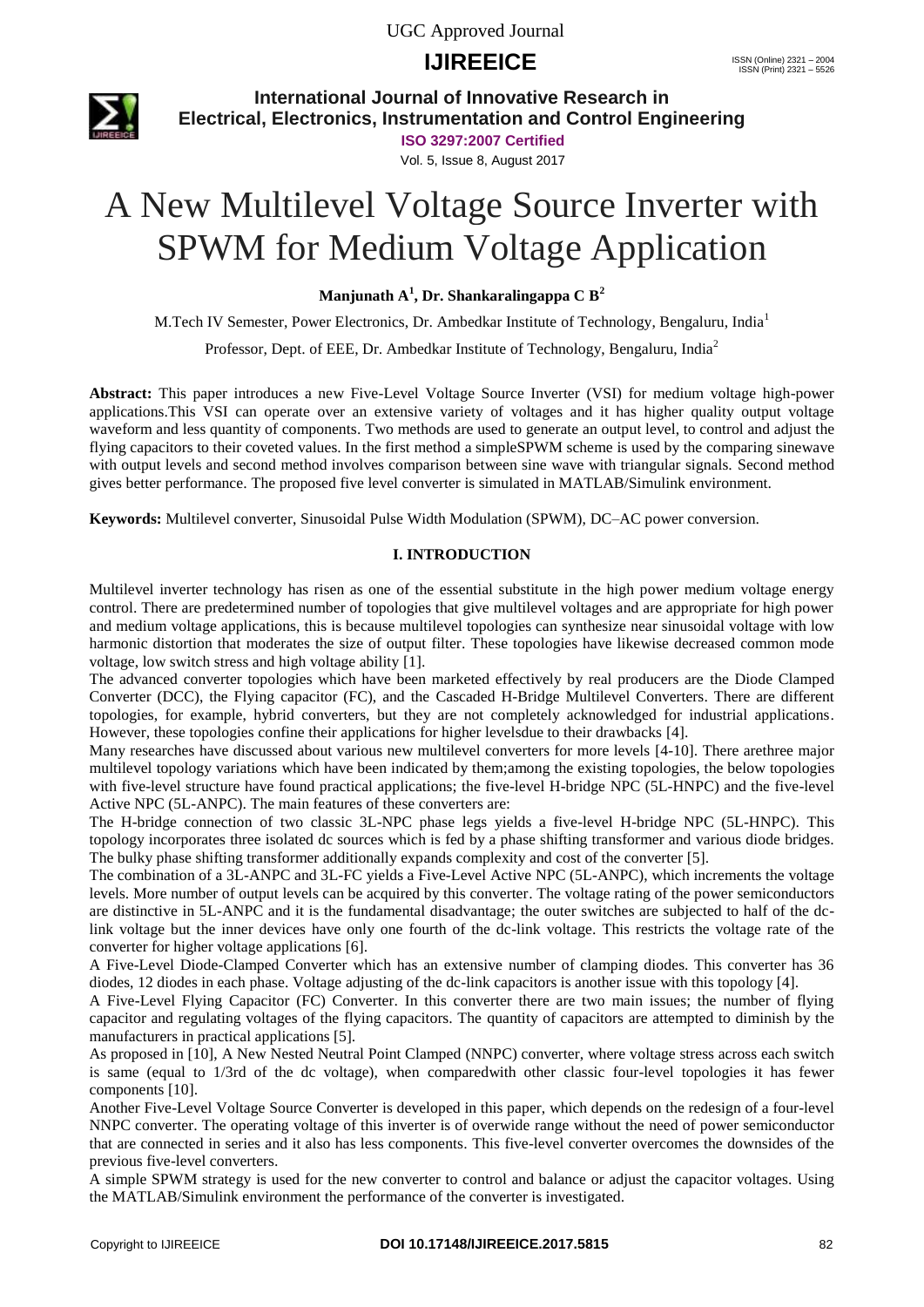# A New Multilevel Voltage Source Inverter with SPWM for Medium Voltage Application

**Manjunath A[1], Dr. Shankaralingappa C B[2]**

M.Tech IV Semester, Power Electronics, Dr. Ambedkar Institute of Technology, Bengaluru, India[1]

Professor, Dept. of EEE, Dr. Ambedkar Institute of Technology, Bengaluru, India[2]

**Abstract:** This paper introduces a new Five-Level Voltage Source Inverter (VSI) for medium voltage high-power applications.This VSI can operate over an extensive variety of voltages and it has higher quality output voltage waveform and less quantity of components. Two methods are used to generate an output level, to control and adjust the flying capacitors to their coveted values. In the first method a simpleSPWM scheme is used by the comparing sinewave with output levels and second method involves comparison between sine wave with triangular signals. Second method gives better performance. The proposed five level converter is simulated in MATLAB/Simulink environment.

**Keywords:** Multilevel converter, Sinusoidal Pulse Width Modulation (SPWM), DC–AC power conversion.

## I. INTRODUCTION

Multilevel inverter technology has risen as one of the essential substitute in the high power medium voltage energy control. There are predetermined number of topologies that give multilevel voltages and are appropriate for high power and medium voltage applications, this is because multilevel topologies can synthesize near sinusoidal voltage with low harmonic distortion that moderates the size of output filter. These topologies have likewise decreased common mode voltage, low switch stress and high voltage ability [1].

The advanced converter topologies which have been marketed effectively by real producers are the Diode Clamped Converter (DCC), the Flying capacitor (FC), and the Cascaded H-Bridge Multilevel Converters. There are different topologies, for example, hybrid converters, but they are not completely acknowledged for industrial applications. However, these topologies confine their applications for higher levelsdue to their drawbacks [4].

Many researches have discussed about various new multilevel converters for more levels [4-10]. There arethree major multilevel topology variations which have been indicated by them;among the existing topologies, the below topologies with five-level structure have found practical applications; the five-level H-bridge NPC (5L-HNPC) and the five-level Active NPC (5L-ANPC). The main features of these converters are:

The H-bridge connection of two classic 3L-NPC phase legs yields a five-level H-bridge NPC (5L-HNPC). This topology incorporates three isolated dc sources which is fed by a phase shifting transformer and various diode bridges. The bulky phase shifting transformer additionally expands complexity and cost of the converter [5].

The combination of a 3L-ANPC and 3L-FC yields a Five-Level Active NPC (5L-ANPC), which increments the voltage levels. More number of output levels can be acquired by this converter. The voltage rating of the power semiconductors are distinctive in 5L-ANPC and it is the fundamental disadvantage; the outer switches are subjected to half of the dc-link voltage but the inner devices have only one fourth of the dc-link voltage. This restricts the voltage rate of the converter for higher voltage applications [6].

A Five-Level Diode-Clamped Converter which has an extensive number of clamping diodes. This converter has 36 diodes, 12 diodes in each phase. Voltage adjusting of the dc-link capacitors is another issue with this topology [4].

A Five-Level Flying Capacitor (FC) Converter. In this converter there are two main issues; the number of flying capacitor and regulating voltages of the flying capacitors. The quantity of capacitors are attempted to diminish by the manufacturers in practical applications [5].

As proposed in [10], A New Nested Neutral Point Clamped (NNPC) converter, where voltage stress across each switch is same (equal to 1/3rd of the dc voltage), when comparedwith other classic four-level topologies it has fewer components [10].

Another Five-Level Voltage Source Converter is developed in this paper, which depends on the redesign of a four-level NNPC converter. The operating voltage of this inverter is of overwide range without the need of power semiconductor that are connected in series and it also has less components. This five-level converter overcomes the downsides of the previous five-level converters.

A simple SPWM strategy is used for the new converter to control and balance or adjust the capacitor voltages. Using the MATLAB/Simulink environment the performance of the converter is investigated.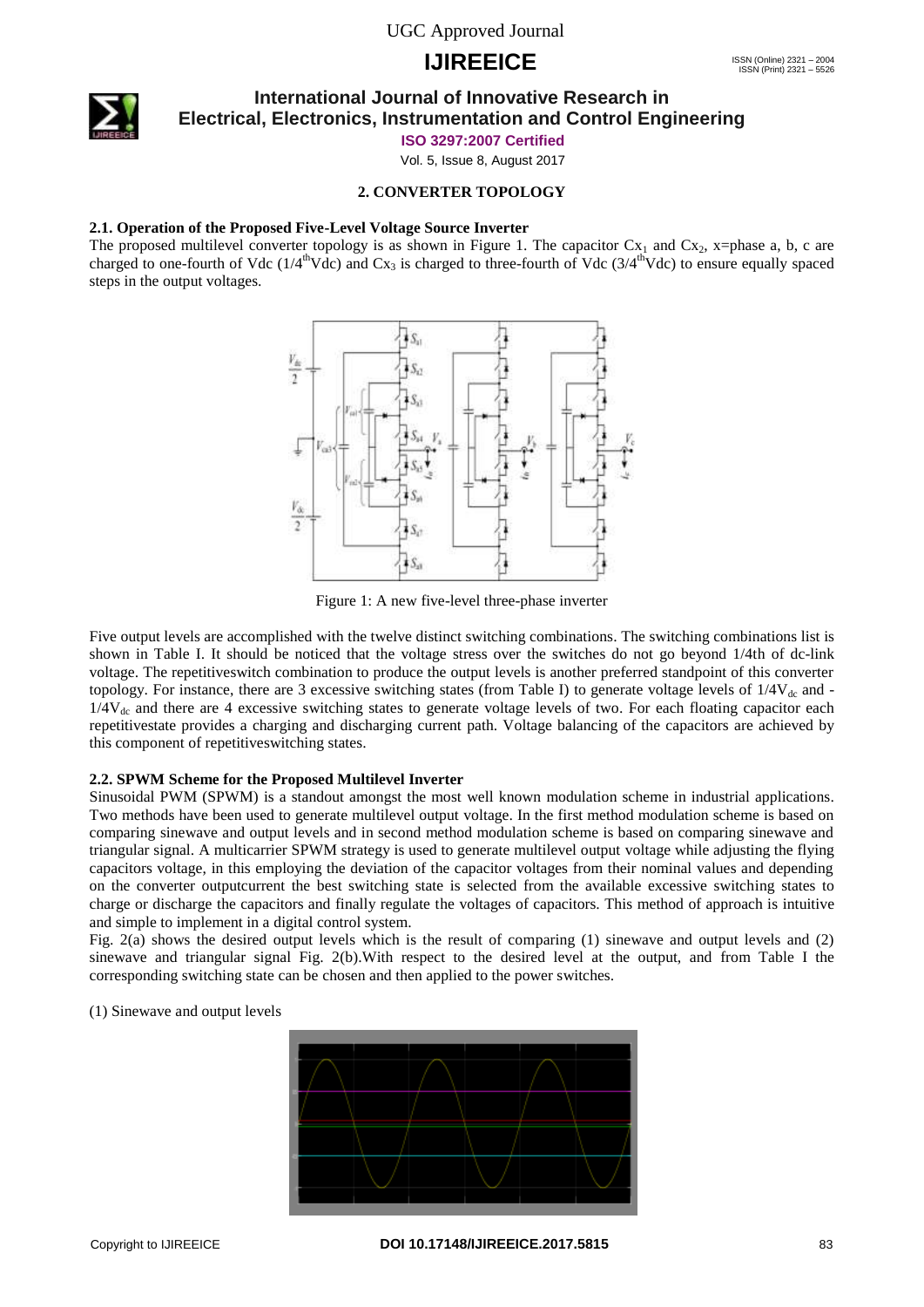## 2. CONVERTER TOPOLOGY

### 2.1. Operation of the Proposed Five-Level Voltage Source Inverter

The proposed multilevel converter topology is as shown in Figure 1. The capacitor $Cx_1$ and $Cx_2$, x=phase a, b, c are charged to one-fourth of Vdc ($1/4^{th}$Vdc) and $Cx_3$ is charged to three-fourth of Vdc ($3/4^{th}$Vdc) to ensure equally spaced steps in the output voltages.

Figure 1: A new five-level three-phase inverter

Five output levels are accomplished with the twelve distinct switching combinations. The switching combinations list is shown in Table I. It should be noticed that the voltage stress over the switches do not go beyond 1/4th of dc-link voltage. The repetitiveswitch combination to produce the output levels is another preferred standpoint of this converter topology. For instance, there are 3 excessive switching states (from Table I) to generate voltage levels of $1/4V_{dc}$ and $-1/4V_{dc}$ and there are 4 excessive switching states to generate voltage levels of two. For each floating capacitor each repetitivestate provides a charging and discharging current path. Voltage balancing of the capacitors are achieved by this component of repetitiveswitching states.

### 2.2. SPWM Scheme for the Proposed Multilevel Inverter

Sinusoidal PWM (SPWM) is a standout amongst the most well known modulation scheme in industrial applications. Two methods have been used to generate multilevel output voltage. In the first method modulation scheme is based on comparing sinewave and output levels and in second method modulation scheme is based on comparing sinewave and triangular signal. A multicarrier SPWM strategy is used to generate multilevel output voltage while adjusting the flying capacitors voltage, in this employing the deviation of the capacitor voltages from their nominal values and depending on the converter outputcurrent the best switching state is selected from the available excessive switching states to charge or discharge the capacitors and finally regulate the voltages of capacitors. This method of approach is intuitive and simple to implement in a digital control system.

Fig. 2(a) shows the desired output levels which is the result of comparing (1) sinewave and output levels and (2) sinewave and triangular signal Fig. 2(b).With respect to the desired level at the output, and from Table I the corresponding switching state can be chosen and then applied to the power switches.

(1) Sinewave and output levels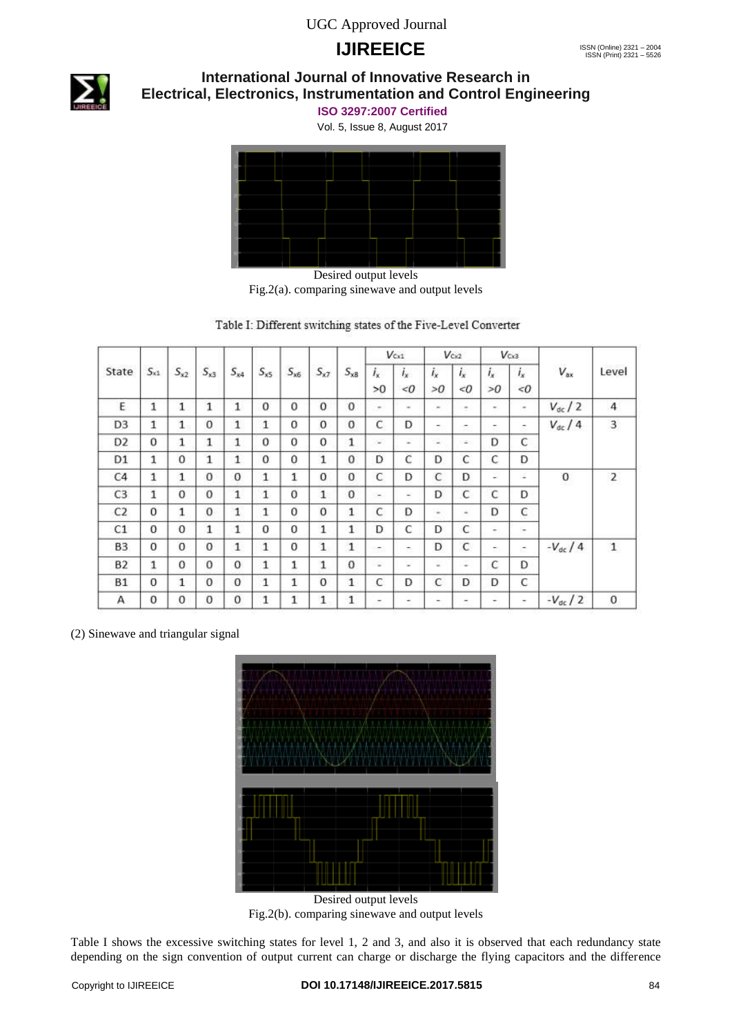Desired output levels

Fig.2(a). comparing sinewave and output levels

Table I: Different switching states of the Five-Level Converter

| State | $S_{x1}$ | $S_{x2}$ | $S_{x3}$ | $S_{x4}$ | $S_{x5}$ | $S_{x6}$ | $S_{x7}$ | $S_{x8}$ | $V_{Cx1}$ | | $V_{Cx2}$ | | $V_{Cx3}$ | | $V_{ax}$ | Level |
|---|---|---|---|---|---|---|---|---|---|---|---|---|---|---|---|---|
| | | | | | | | | | $i_x > 0$ | $i_x < 0$ | $i_x > 0$ | $i_x < 0$ | $i_x > 0$ | $i_x < 0$ | | |
| E | 1 | 1 | 1 | 1 | 0 | 0 | 0 | 0 | - | - | - | - | - | - | $V_{dc}/2$ | 4 |
| D3 | 1 | 1 | 0 | 1 | 1 | 0 | 0 | 0 | C | D | - | - | - | - | $V_{dc}/4$ | 3 |
| D2 | 0 | 1 | 1 | 1 | 0 | 0 | 0 | 1 | - | - | - | - | D | C | | |
| D1 | 1 | 0 | 1 | 1 | 0 | 0 | 1 | 0 | D | C | D | C | C | D | | |
| C4 | 1 | 1 | 0 | 0 | 1 | 1 | 0 | 0 | C | D | C | D | - | - | 0 | 2 |
| C3 | 1 | 0 | 0 | 1 | 1 | 0 | 1 | 0 | - | - | D | C | C | D | | |
| C2 | 0 | 1 | 0 | 1 | 1 | 0 | 0 | 1 | C | D | - | - | D | C | | |
| C1 | 0 | 0 | 1 | 1 | 0 | 0 | 1 | 1 | D | C | D | C | - | - | | |
| B3 | 0 | 0 | 0 | 1 | 1 | 0 | 1 | 1 | - | - | D | C | - | - | $-V_{dc}/4$ | 1 |
| B2 | 1 | 0 | 0 | 0 | 1 | 1 | 1 | 0 | - | - | - | - | C | D | | |
| B1 | 0 | 1 | 0 | 0 | 1 | 1 | 0 | 1 | C | D | C | D | D | C | | |
| A | 0 | 0 | 0 | 0 | 1 | 1 | 1 | 1 | - | - | - | - | - | - | $-V_{dc}/2$ | 0 |

(2) Sinewave and triangular signal

Desired output levels

Fig.2(b). comparing sinewave and output levels

Table I shows the excessive switching states for level 1, 2 and 3, and also it is observed that each redundancy state depending on the sign convention of output current can charge or discharge the flying capacitors and the difference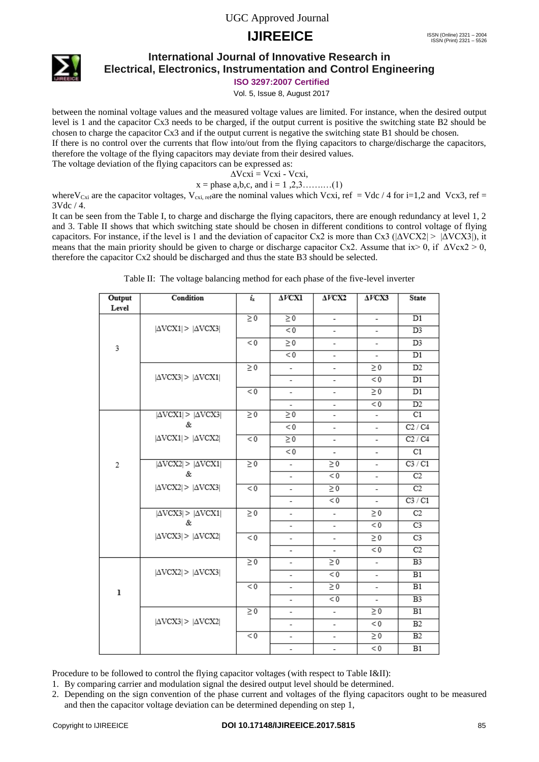between the nominal voltage values and the measured voltage values are limited. For instance, when the desired output level is 1 and the capacitor Cx3 needs to be charged, if the output current is positive the switching state B2 should be chosen to charge the capacitor Cx3 and if the output current is negative the switching state B1 should be chosen.

If there is no control over the currents that flow into/out from the flying capacitors to charge/discharge the capacitors, therefore the voltage of the flying capacitors may deviate from their desired values.

The voltage deviation of the flying capacitors can be expressed as:

$$\Delta Vcxi = Vcxi - Vcxi,$$

$$x = \text{phase a,b,c, and } i = 1, 2, 3 \ldots\ldots\ldots\ldots (1)$$

where $V_{Cxi}$ are the capacitor voltages, $V_{cxi,\,ref}$ are the nominal values which $Vcxi,ref = Vdc / 4$ for i=1,2 and $Vcx3, ref = 3Vdc / 4$.

It can be seen from the Table I, to charge and discharge the flying capacitors, there are enough redundancy at level 1, 2 and 3. Table II shows that which switching state should be chosen in different conditions to control voltage of flying capacitors. For instance, if the level is 1 and the deviation of capacitor Cx2 is more than Cx3 ($|\Delta VCX2| > |\Delta VCX3|$), it means that the main priority should be given to charge or discharge capacitor Cx2. Assume that $ix > 0$, if $\Delta Vcx2 > 0$, therefore the capacitor Cx2 should be discharged and thus the state B3 should be selected.

Table II: The voltage balancing method for each phase of the five-level inverter

| Output Level | Condition | $i_x$ | $\Delta VCX1$ | $\Delta VCX2$ | $\Delta VCX3$ | State |
|---|---|---|---|---|---|---|
| 3 | $\|\Delta VCX1\| > \|\Delta VCX3\|$ | $\geq 0$ | $\geq 0$ | - | - | D1 |
| | | | $< 0$ | - | - | D3 |
| | | $< 0$ | $\geq 0$ | - | - | D3 |
| | | | $< 0$ | - | - | D1 |
| | $\|\Delta VCX3\| > \|\Delta VCX1\|$ | $\geq 0$ | - | - | $\geq 0$ | D2 |
| | | | - | - | $< 0$ | D1 |
| | | $< 0$ | - | - | $\geq 0$ | D1 |
| | | | - | - | $< 0$ | D2 |
| 2 | $\|\Delta VCX1\| > \|\Delta VCX3\|$ & $\|\Delta VCX1\| > \|\Delta VCX2\|$ | $\geq 0$ | $\geq 0$ | - | - | C1 |
| | | | $< 0$ | - | - | C2 / C4 |
| | | $< 0$ | $\geq 0$ | - | - | C2 / C4 |
| | | | $< 0$ | - | - | C1 |
| | $\|\Delta VCX2\| > \|\Delta VCX1\|$ & $\|\Delta VCX2\| > \|\Delta VCX3\|$ | $\geq 0$ | - | $\geq 0$ | - | C3 / C1 |
| | | | - | $< 0$ | - | C2 |
| | | $< 0$ | - | $\geq 0$ | - | C2 |
| | | | - | $< 0$ | - | C3 / C1 |
| | $\|\Delta VCX3\| > \|\Delta VCX1\|$ & $\|\Delta VCX3\| > \|\Delta VCX2\|$ | $\geq 0$ | - | - | $\geq 0$ | C2 |
| | | | - | - | $< 0$ | C3 |
| | | $< 0$ | - | - | $\geq 0$ | C3 |
| | | | - | - | $< 0$ | C2 |
| 1 | $\|\Delta VCX2\| > \|\Delta VCX3\|$ | $\geq 0$ | - | $\geq 0$ | - | B3 |
| | | | - | $< 0$ | - | B1 |
| | | $< 0$ | - | $\geq 0$ | - | B1 |
| | | | - | $< 0$ | - | B3 |
| | $\|\Delta VCX3\| > \|\Delta VCX2\|$ | $\geq 0$ | - | - | $\geq 0$ | B1 |
| | | | - | - | $< 0$ | B2 |
| | | $< 0$ | - | - | $\geq 0$ | B2 |
| | | | - | - | $< 0$ | B1 |

Procedure to be followed to control the flying capacitor voltages (with respect to Table I&II):

1. By comparing carrier and modulation signal the desired output level should be determined.
2. Depending on the sign convention of the phase current and voltages of the flying capacitors ought to be measured and then the capacitor voltage deviation can be determined depending on step 1,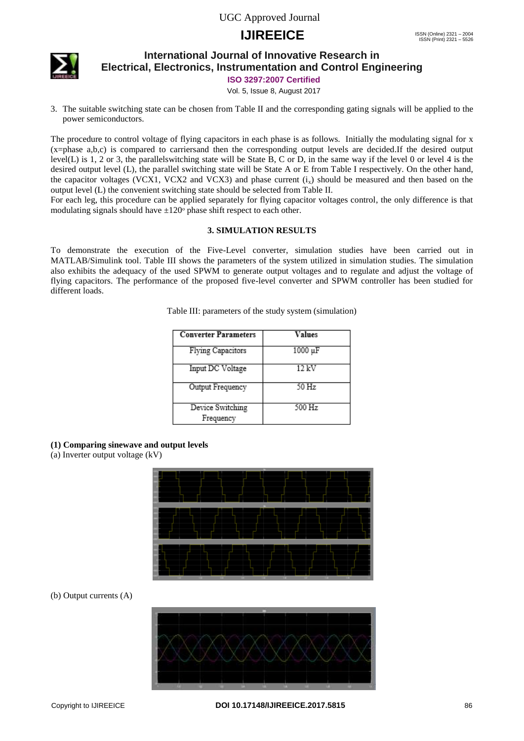3. The suitable switching state can be chosen from Table II and the corresponding gating signals will be applied to the power semiconductors.

The procedure to control voltage of flying capacitors in each phase is as follows. Initially the modulating signal for x (x=phase a,b,c) is compared to carriersand then the corresponding output levels are decided.If the desired output level(L) is 1, 2 or 3, the parallelswitching state will be State B, C or D, in the same way if the level 0 or level 4 is the desired output level (L), the parallel switching state will be State A or E from Table I respectively. On the other hand, the capacitor voltages (VCX1, VCX2 and VCX3) and phase current ($i_x$) should be measured and then based on the output level (L) the convenient switching state should be selected from Table II.
For each leg, this procedure can be applied separately for flying capacitor voltages control, the only difference is that modulating signals should have ±120° phase shift respect to each other.

## 3. SIMULATION RESULTS

To demonstrate the execution of the Five-Level converter, simulation studies have been carried out in MATLAB/Simulink tool. Table III shows the parameters of the system utilized in simulation studies. The simulation also exhibits the adequacy of the used SPWM to generate output voltages and to regulate and adjust the voltage of flying capacitors. The performance of the proposed five-level converter and SPWM controller has been studied for different loads.

Table III: parameters of the study system (simulation)

| Converter Parameters | Values |
|---|---|
| Flying Capacitors | 1000 µF |
| Input DC Voltage | 12 kV |
| Output Frequency | 50 Hz |
| Device Switching Frequency | 500 Hz |

**(1) Comparing sinewave and output levels**

(a) Inverter output voltage (kV)

(b) Output currents (A)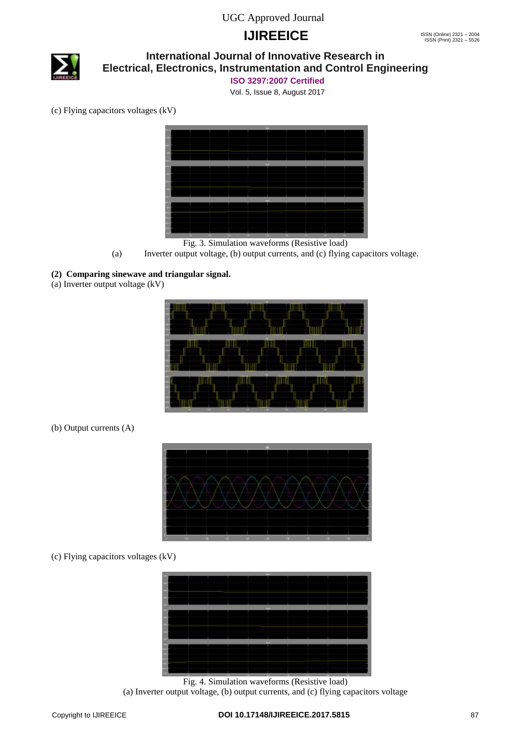(c) Flying capacitors voltages (kV)

Fig. 3. Simulation waveforms (Resistive load)

(a) Inverter output voltage, (b) output currents, and (c) flying capacitors voltage.

**(2) Comparing sinewave and triangular signal.**

(a) Inverter output voltage (kV)

(b) Output currents (A)

(c) Flying capacitors voltages (kV)

Fig. 4. Simulation waveforms (Resistive load)

(a) Inverter output voltage, (b) output currents, and (c) flying capacitors voltage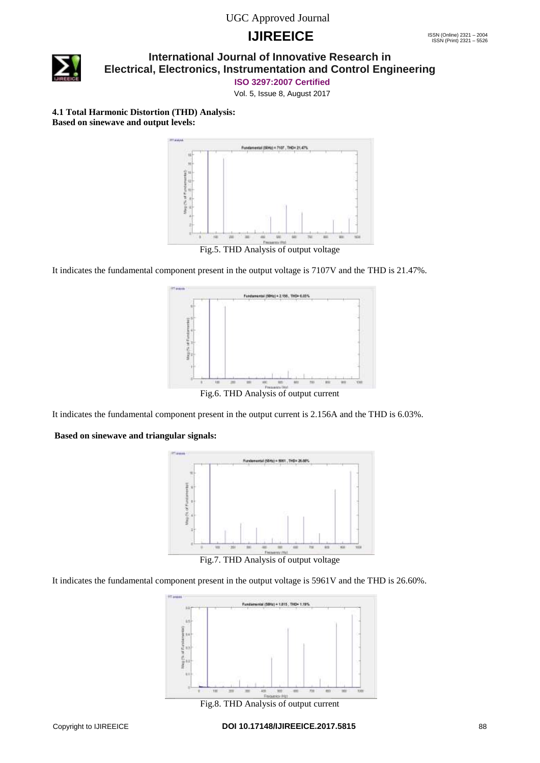**4.1 Total Harmonic Distortion (THD) Analysis:**
**Based on sinewave and output levels:**

Fig.5. THD Analysis of output voltage

It indicates the fundamental component present in the output voltage is 7107V and the THD is 21.47%.

Fig.6. THD Analysis of output current

It indicates the fundamental component present in the output current is 2.156A and the THD is 6.03%.

**Based on sinewave and triangular signals:**

Fig.7. THD Analysis of output voltage

It indicates the fundamental component present in the output voltage is 5961V and the THD is 26.60%.

Fig.8. THD Analysis of output current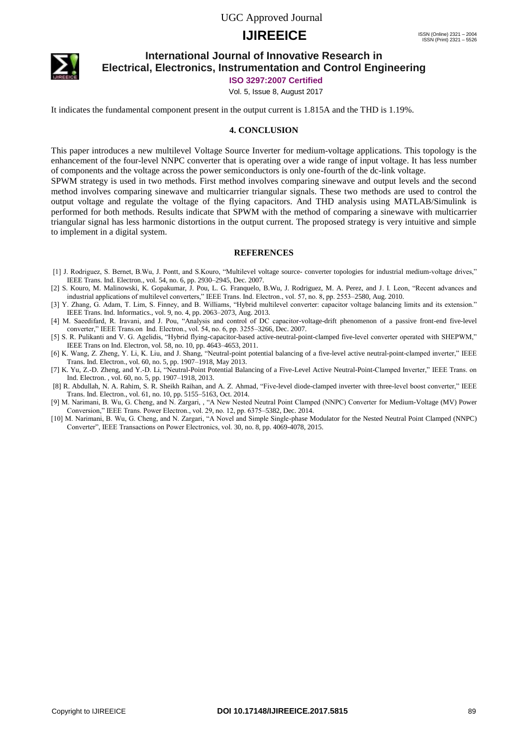It indicates the fundamental component present in the output current is 1.815A and the THD is 1.19%.

## 4. CONCLUSION

This paper introduces a new multilevel Voltage Source Inverter for medium-voltage applications. This topology is the enhancement of the four-level NNPC converter that is operating over a wide range of input voltage. It has less number of components and the voltage across the power semiconductors is only one-fourth of the dc-link voltage.

SPWM strategy is used in two methods. First method involves comparing sinewave and output levels and the second method involves comparing sinewave and multicarrier triangular signals. These two methods are used to control the output voltage and regulate the voltage of the flying capacitors. And THD analysis using MATLAB/Simulink is performed for both methods. Results indicate that SPWM with the method of comparing a sinewave with multicarrier triangular signal has less harmonic distortions in the output current. The proposed strategy is very intuitive and simple to implement in a digital system.

## REFERENCES

[1] J. Rodriguez, S. Bernet, B.Wu, J. Pontt, and S.Kouro, "Multilevel voltage source- converter topologies for industrial medium-voltage drives," IEEE Trans. Ind. Electron., vol. 54, no. 6, pp. 2930–2945, Dec. 2007.

[2] S. Kouro, M. Malinowski, K. Gopakumar, J. Pou, L. G. Franquelo, B.Wu, J. Rodriguez, M. A. Perez, and J. I. Leon, "Recent advances and industrial applications of multilevel converters," IEEE Trans. Ind. Electron., vol. 57, no. 8, pp. 2553–2580, Aug. 2010.

[3] Y. Zhang, G. Adam, T. Lim, S. Finney, and B. Williams, "Hybrid multilevel converter: capacitor voltage balancing limits and its extension." IEEE Trans. Ind. Informatics., vol. 9, no. 4, pp. 2063–2073, Aug. 2013.

[4] M. Saeedifard, R. Iravani, and J. Pou, "Analysis and control of DC capacitor-voltage-drift phenomenon of a passive front-end five-level converter," IEEE Trans.on Ind. Electron., vol. 54, no. 6, pp. 3255–3266, Dec. 2007.

[5] S. R. Pulikanti and V. G. Agelidis, "Hybrid flying-capacitor-based active-neutral-point-clamped five-level converter operated with SHEPWM," IEEE Trans on Ind. Electron, vol. 58, no. 10, pp. 4643–4653, 2011.

[6] K. Wang, Z. Zheng, Y. Li, K. Liu, and J. Shang, "Neutral-point potential balancing of a five-level active neutral-point-clamped inverter," IEEE Trans. Ind. Electron., vol. 60, no. 5, pp. 1907–1918, May 2013.

[7] K. Yu, Z.-D. Zheng, and Y.-D. Li, "Neutral-Point Potential Balancing of a Five-Level Active Neutral-Point-Clamped Inverter," IEEE Trans. on Ind. Electron. , vol. 60, no. 5, pp. 1907–1918, 2013.

[8] R. Abdullah, N. A. Rahim, S. R. Sheikh Raihan, and A. Z. Ahmad, "Five-level diode-clamped inverter with three-level boost converter," IEEE Trans. Ind. Electron., vol. 61, no. 10, pp. 5155–5163, Oct. 2014.

[9] M. Narimani, B. Wu, G. Cheng, and N. Zargari, , "A New Nested Neutral Point Clamped (NNPC) Converter for Medium-Voltage (MV) Power Conversion," IEEE Trans. Power Electron., vol. 29, no. 12, pp. 6375–5382, Dec. 2014.

[10] M. Narimani, B. Wu, G. Cheng, and N. Zargari, "A Novel and Simple Single-phase Modulator for the Nested Neutral Point Clamped (NNPC) Converter", IEEE Transactions on Power Electronics, vol. 30, no. 8, pp. 4069-4078, 2015.